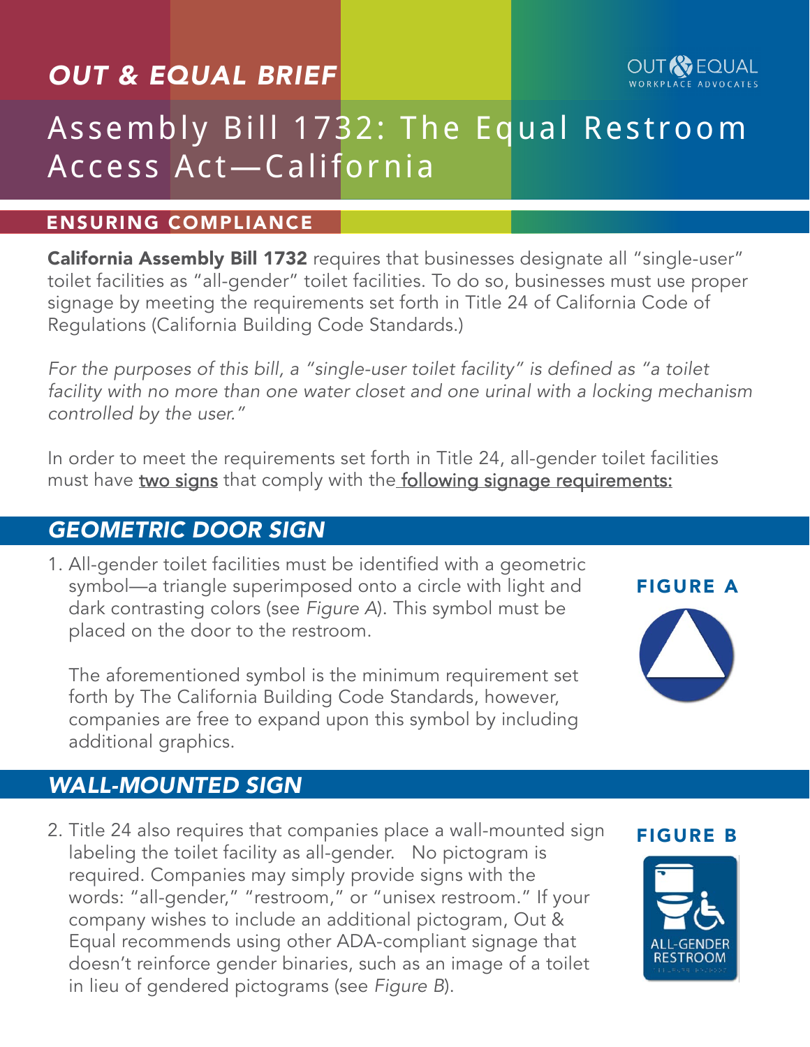# OUT & EQUAL BRIEF

# Assembly Bill 1732: The Equal Restroom Access Act—California

## ENSURING COMPLIANCE

**California Assembly Bill 1732** requires that businesses designate all "single-user" toilet facilities as "all-gender" toilet facilities. To do so, businesses must use proper signage by meeting the requirements set forth in Title 24 of California Code of Regulations (California Building Code Standards.)

*For the purposes of this bill, a "single-user toilet facility" is defined as "a toilet facility with no more than one water closet and one urinal with a locking mechanism controlled by the user."*

In order to meet the requirements set forth in Title 24, all-gender toilet facilities must have two signs that comply with the following signage requirements:

## *GEOMETRIC DOOR SIGN*

1. All-gender toilet facilities must be identified with a geometric symbol—a triangle superimposed onto a circle with light and dark contrasting colors (see *Figure A*). This symbol must be placed on the door to the restroom.

   The aforementioned symbol is the minimum requirement set forth by The California Building Code Standards, however, companies are free to expand upon this symbol by including additional graphics.

**FIGURE A**

## *WALL-MOUNTED SIGN*

2. Title 24 also requires that companies place a wall-mounted sign labeling the toilet facility as all-gender. No pictogram is required. Companies may simply provide signs with the words: "all-gender," "restroom," or "unisex restroom." If your company wishes to include an additional pictogram, Out & Equal recommends using other ADA-compliant signage that doesn't reinforce gender binaries, such as an image of a toilet in lieu of gendered pictograms (see *Figure B*).

**FIGURE B**

ALL-GENDER RESTROOM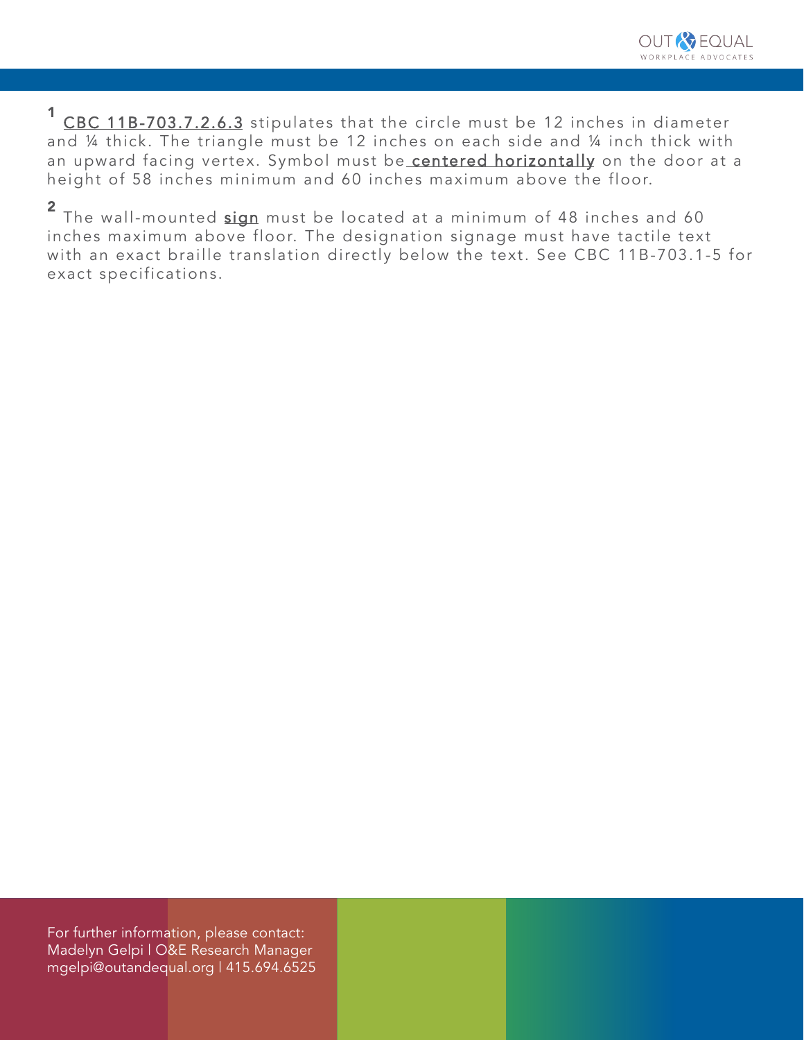[1] CBC 11B-703.7.2.6.3 stipulates that the circle must be 12 inches in diameter and ¼ thick. The triangle must be 12 inches on each side and ¼ inch thick with an upward facing vertex. Symbol must be centered horizontally on the door at a height of 58 inches minimum and 60 inches maximum above the floor.

[2] The wall-mounted sign must be located at a minimum of 48 inches and 60 inches maximum above floor. The designation signage must have tactile text with an exact braille translation directly below the text. See CBC 11B-703.1-5 for exact specifications.

For further information, please contact:
Madelyn Gelpi | O&E Research Manager
mgelpi@outandequal.org | 415.694.6525